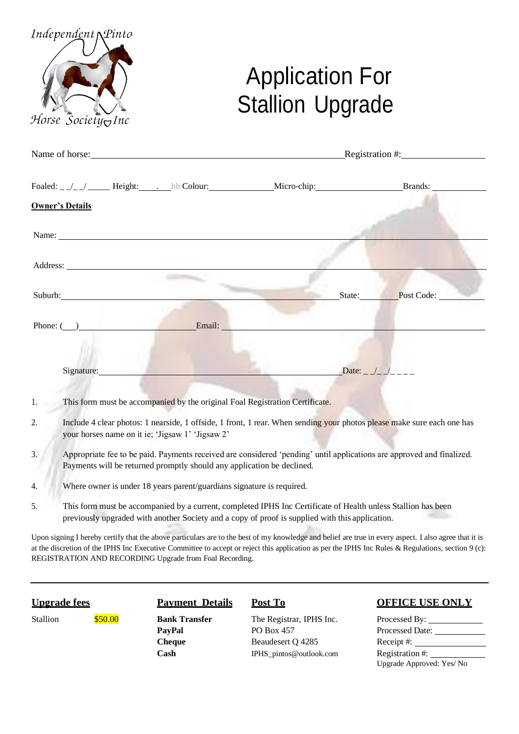Independent Pinto Horse Society Inc

# Application For Stallion Upgrade

Name of horse:________________________________________ Registration #:______________

Foaled: _ _/_ _/ _____ Height:____.___hh Colour:______________ Micro-chip:__________________ Brands: ___________

**Owner's Details**

Name: ______________________________________________________________________________

Address: ____________________________________________________________________________

Suburb:_____________________________________________ State:_________ Post Code: ___________

Phone: (___)___________________________ Email: ________________________________________

Signature:___________________________________________ Date: _ _/_ _/_ _ _ _

1. This form must be accompanied by the original Foal Registration Certificate.
2. Include 4 clear photos: 1 nearside, 1 offside, 1 front, 1 rear. When sending your photos please make sure each one has your horses name on it ie; 'Jigsaw 1' 'Jigsaw 2'
3. Appropriate fee to be paid. Payments received are considered 'pending' until applications are approved and finalized. Payments will be returned promptly should any application be declined.
4. Where owner is under 18 years parent/guardians signature is required.
5. This form must be accompanied by a current, completed IPHS Inc Certificate of Health unless Stallion has been previously upgraded with another Society and a copy of proof is supplied with this application.

Upon signing I hereby certify that the above particulars are to the best of my knowledge and belief are true in every aspect. I also agree that it is at the discretion of the IPHS Inc Executive Committee to accept or reject this application as per the IPHS Inc Rules & Regulations, section 9 (c): REGISTRATION AND RECORDING Upgrade from Foal Recording.

---

**Upgrade fees**

Stallion $50.00

**Payment Details**

**Bank Transfer**
**PayPal**
**Cheque**
**Cash**

**Post To**

The Registrar, IPHS Inc.
PO Box 457
Beaudesert Q 4285
IPHS_pintos@outlook.com

**OFFICE USE ONLY**

Processed By: ____________
Processed Date: ____________
Receipt #: ____________
Registration #: ____________
Upgrade Approved: Yes/ No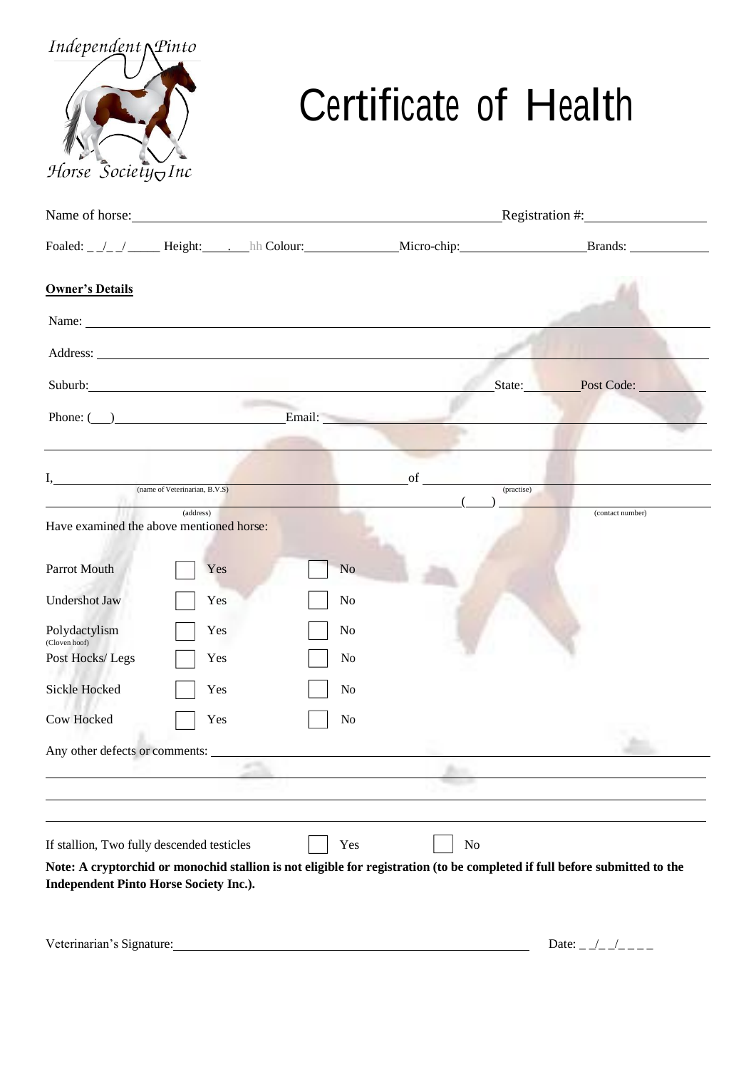Independent Pinto Horse Society Inc

# Certificate of Health

Name of horse: \_\_\_\_\_\_\_\_\_\_\_\_\_\_\_\_\_\_\_\_\_\_\_\_\_\_\_\_ Registration #: \_\_\_\_\_\_\_\_\_\_\_\_\_\_

Foaled: _ _/_ _/ _____ Height: ____.___hh Colour: \_\_\_\_\_\_\_\_\_\_\_\_ Micro-chip: \_\_\_\_\_\_\_\_\_\_\_\_\_\_ Brands: \_\_\_\_\_\_\_\_\_\_

**Owner's Details**

Name: \_\_\_\_\_\_\_\_\_\_\_\_\_\_\_\_\_\_\_\_\_\_\_\_\_\_\_\_\_\_\_\_\_\_\_\_\_\_\_\_

Address: \_\_\_\_\_\_\_\_\_\_\_\_\_\_\_\_\_\_\_\_\_\_\_\_\_\_\_\_\_\_\_\_\_\_\_\_\_\_\_\_

Suburb: \_\_\_\_\_\_\_\_\_\_\_\_\_\_\_\_\_\_\_\_\_\_\_\_\_\_\_\_ State: \_\_\_\_\_\_ Post Code: \_\_\_\_\_\_\_\_

Phone: (\_\_\_) \_\_\_\_\_\_\_\_\_\_\_\_\_\_\_\_\_\_ Email: \_\_\_\_\_\_\_\_\_\_\_\_\_\_\_\_\_\_\_\_\_\_\_\_\_\_\_\_

I, \_\_\_\_\_\_\_\_\_\_\_\_\_\_\_\_\_\_\_\_\_\_\_\_\_\_\_\_ of \_\_\_\_\_\_\_\_\_\_\_\_\_\_\_\_\_\_\_\_\_\_\_\_\_\_\_\_
(name of Veterinarian, B.V.S) (practise)

\_\_\_\_\_\_\_\_\_\_\_\_\_\_\_\_\_\_\_\_\_\_\_\_\_\_\_\_ (\_\_\_) \_\_\_\_\_\_\_\_\_\_\_\_\_\_\_\_\_\_
(address) (contact number)

Have examined the above mentioned horse:

| | | |
|---|---|---|
| Parrot Mouth | ☐ Yes | ☐ No |
| Undershot Jaw | ☐ Yes | ☐ No |
| Polydactylism (Cloven hoof) | ☐ Yes | ☐ No |
| Post Hocks/ Legs | ☐ Yes | ☐ No |
| Sickle Hocked | ☐ Yes | ☐ No |
| Cow Hocked | ☐ Yes | ☐ No |

Any other defects or comments: \_\_\_\_\_\_\_\_\_\_\_\_\_\_\_\_\_\_\_\_\_\_\_\_\_\_\_\_\_\_\_\_\_\_\_\_\_\_\_\_

\_\_\_\_\_\_\_\_\_\_\_\_\_\_\_\_\_\_\_\_\_\_\_\_\_\_\_\_\_\_\_\_\_\_\_\_\_\_\_\_\_\_\_\_\_\_\_\_\_\_\_\_\_\_\_\_\_\_\_\_\_\_\_\_\_\_\_\_\_\_\_\_\_\_\_\_\_\_

\_\_\_\_\_\_\_\_\_\_\_\_\_\_\_\_\_\_\_\_\_\_\_\_\_\_\_\_\_\_\_\_\_\_\_\_\_\_\_\_\_\_\_\_\_\_\_\_\_\_\_\_\_\_\_\_\_\_\_\_\_\_\_\_\_\_\_\_\_\_\_\_\_\_\_\_\_\_

\_\_\_\_\_\_\_\_\_\_\_\_\_\_\_\_\_\_\_\_\_\_\_\_\_\_\_\_\_\_\_\_\_\_\_\_\_\_\_\_\_\_\_\_\_\_\_\_\_\_\_\_\_\_\_\_\_\_\_\_\_\_\_\_\_\_\_\_\_\_\_\_\_\_\_\_\_\_

If stallion, Two fully descended testicles ☐ Yes ☐ No

**Note: A cryptorchid or monochid stallion is not eligible for registration (to be completed if full before submitted to the Independent Pinto Horse Society Inc.).**

Veterinarian's Signature: \_\_\_\_\_\_\_\_\_\_\_\_\_\_\_\_\_\_\_\_\_\_\_\_\_\_\_\_ Date: _ _/_ _/_ _ _ _